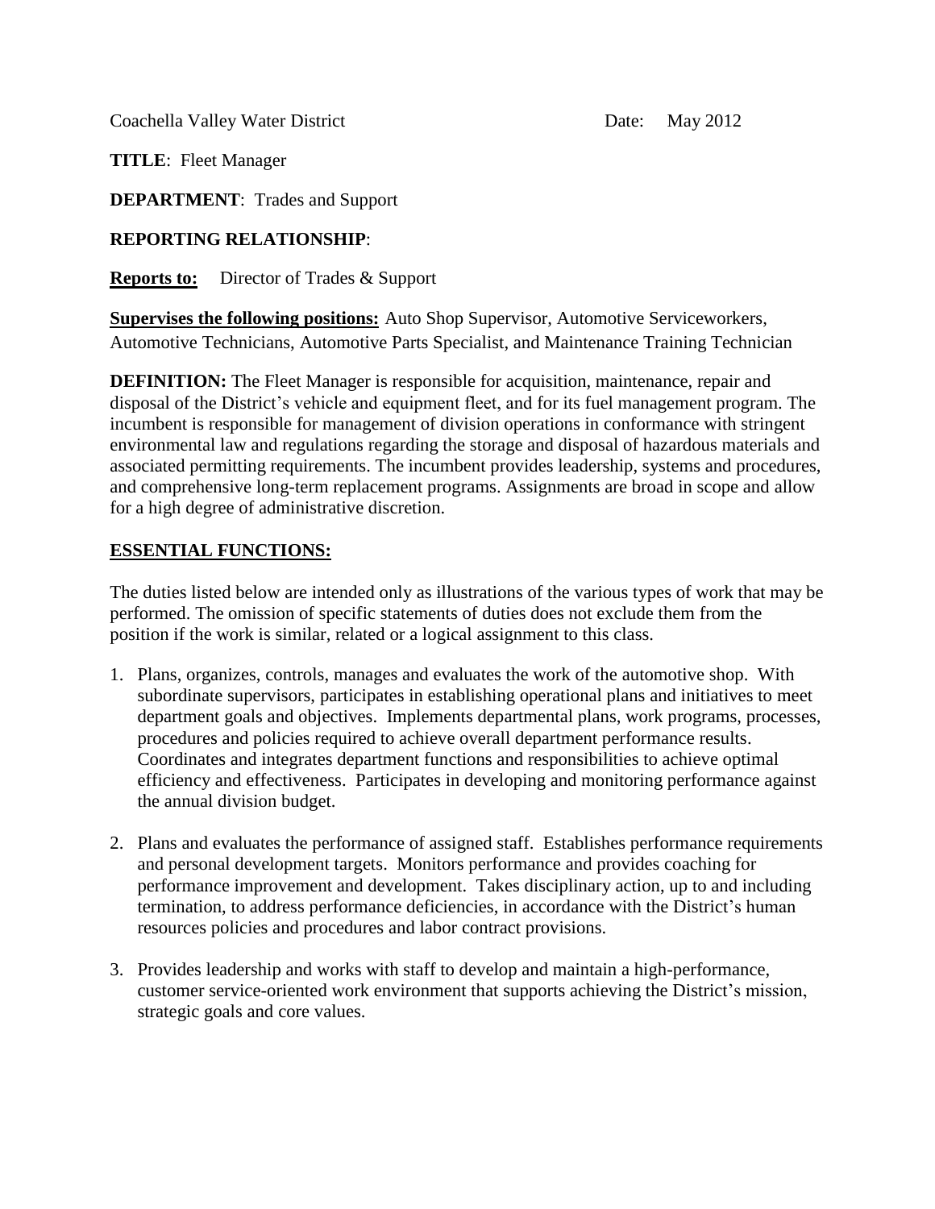Coachella Valley Water District Date: May 2012

**TITLE**: Fleet Manager

**DEPARTMENT**: Trades and Support

**REPORTING RELATIONSHIP**:

**Reports to:** Director of Trades & Support

**Supervises the following positions:** Auto Shop Supervisor, Automotive Serviceworkers, Automotive Technicians, Automotive Parts Specialist, and Maintenance Training Technician

**DEFINITION:** The Fleet Manager is responsible for acquisition, maintenance, repair and disposal of the District's vehicle and equipment fleet, and for its fuel management program. The incumbent is responsible for management of division operations in conformance with stringent environmental law and regulations regarding the storage and disposal of hazardous materials and associated permitting requirements. The incumbent provides leadership, systems and procedures, and comprehensive long-term replacement programs. Assignments are broad in scope and allow for a high degree of administrative discretion.

## ESSENTIAL FUNCTIONS:

The duties listed below are intended only as illustrations of the various types of work that may be performed. The omission of specific statements of duties does not exclude them from the position if the work is similar, related or a logical assignment to this class.

1. Plans, organizes, controls, manages and evaluates the work of the automotive shop. With subordinate supervisors, participates in establishing operational plans and initiatives to meet department goals and objectives. Implements departmental plans, work programs, processes, procedures and policies required to achieve overall department performance results. Coordinates and integrates department functions and responsibilities to achieve optimal efficiency and effectiveness. Participates in developing and monitoring performance against the annual division budget.

2. Plans and evaluates the performance of assigned staff. Establishes performance requirements and personal development targets. Monitors performance and provides coaching for performance improvement and development. Takes disciplinary action, up to and including termination, to address performance deficiencies, in accordance with the District's human resources policies and procedures and labor contract provisions.

3. Provides leadership and works with staff to develop and maintain a high-performance, customer service-oriented work environment that supports achieving the District's mission, strategic goals and core values.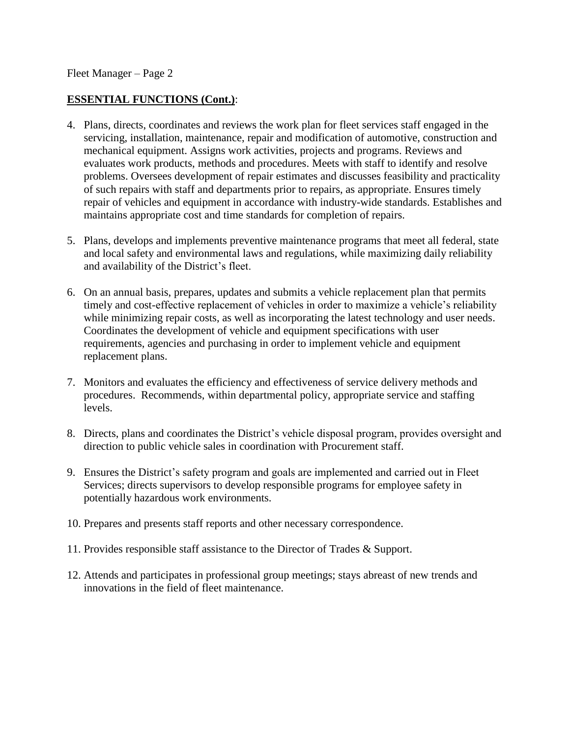**ESSENTIAL FUNCTIONS (Cont.)**:

4. Plans, directs, coordinates and reviews the work plan for fleet services staff engaged in the servicing, installation, maintenance, repair and modification of automotive, construction and mechanical equipment. Assigns work activities, projects and programs. Reviews and evaluates work products, methods and procedures. Meets with staff to identify and resolve problems. Oversees development of repair estimates and discusses feasibility and practicality of such repairs with staff and departments prior to repairs, as appropriate. Ensures timely repair of vehicles and equipment in accordance with industry-wide standards. Establishes and maintains appropriate cost and time standards for completion of repairs.

5. Plans, develops and implements preventive maintenance programs that meet all federal, state and local safety and environmental laws and regulations, while maximizing daily reliability and availability of the District's fleet.

6. On an annual basis, prepares, updates and submits a vehicle replacement plan that permits timely and cost-effective replacement of vehicles in order to maximize a vehicle's reliability while minimizing repair costs, as well as incorporating the latest technology and user needs. Coordinates the development of vehicle and equipment specifications with user requirements, agencies and purchasing in order to implement vehicle and equipment replacement plans.

7. Monitors and evaluates the efficiency and effectiveness of service delivery methods and procedures. Recommends, within departmental policy, appropriate service and staffing levels.

8. Directs, plans and coordinates the District's vehicle disposal program, provides oversight and direction to public vehicle sales in coordination with Procurement staff.

9. Ensures the District's safety program and goals are implemented and carried out in Fleet Services; directs supervisors to develop responsible programs for employee safety in potentially hazardous work environments.

10. Prepares and presents staff reports and other necessary correspondence.

11. Provides responsible staff assistance to the Director of Trades & Support.

12. Attends and participates in professional group meetings; stays abreast of new trends and innovations in the field of fleet maintenance.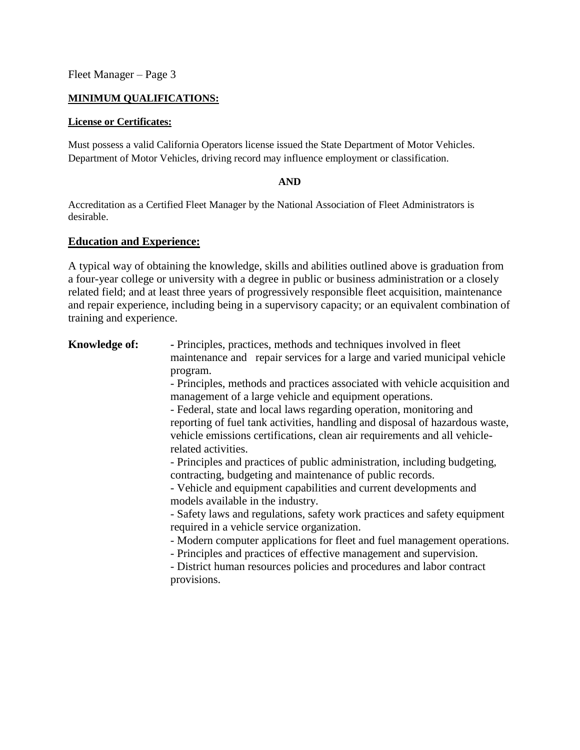## MINIMUM QUALIFICATIONS:

### License or Certificates:

Must possess a valid California Operators license issued the State Department of Motor Vehicles. Department of Motor Vehicles, driving record may influence employment or classification.

**AND**

Accreditation as a Certified Fleet Manager by the National Association of Fleet Administrators is desirable.

### Education and Experience:

A typical way of obtaining the knowledge, skills and abilities outlined above is graduation from a four-year college or university with a degree in public or business administration or a closely related field; and at least three years of progressively responsible fleet acquisition, maintenance and repair experience, including being in a supervisory capacity; or an equivalent combination of training and experience.

**Knowledge of:**

- Principles, practices, methods and techniques involved in fleet maintenance and repair services for a large and varied municipal vehicle program.
- Principles, methods and practices associated with vehicle acquisition and management of a large vehicle and equipment operations.
- Federal, state and local laws regarding operation, monitoring and reporting of fuel tank activities, handling and disposal of hazardous waste, vehicle emissions certifications, clean air requirements and all vehicle-related activities.
- Principles and practices of public administration, including budgeting, contracting, budgeting and maintenance of public records.
- Vehicle and equipment capabilities and current developments and models available in the industry.
- Safety laws and regulations, safety work practices and safety equipment required in a vehicle service organization.
- Modern computer applications for fleet and fuel management operations.
- Principles and practices of effective management and supervision.
- District human resources policies and procedures and labor contract provisions.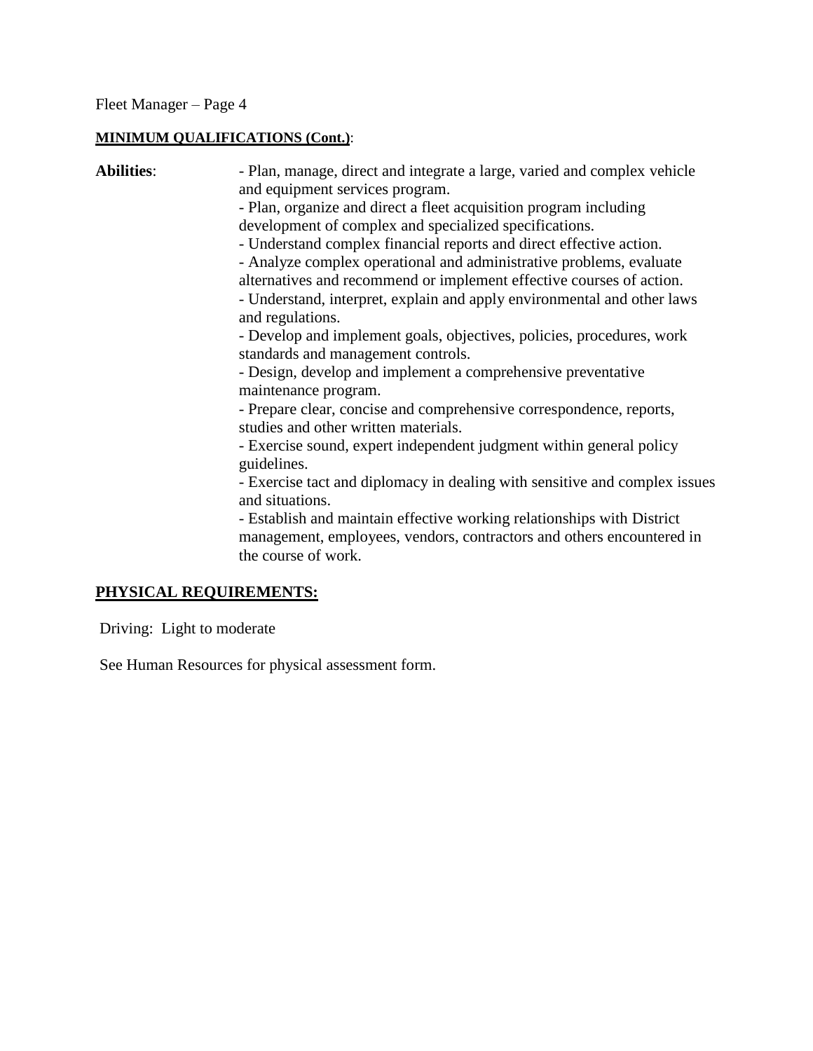**MINIMUM QUALIFICATIONS (Cont.)**:

**Abilities**:

- Plan, manage, direct and integrate a large, varied and complex vehicle and equipment services program.
- Plan, organize and direct a fleet acquisition program including development of complex and specialized specifications.
- Understand complex financial reports and direct effective action.
- Analyze complex operational and administrative problems, evaluate alternatives and recommend or implement effective courses of action.
- Understand, interpret, explain and apply environmental and other laws and regulations.
- Develop and implement goals, objectives, policies, procedures, work standards and management controls.
- Design, develop and implement a comprehensive preventative maintenance program.
- Prepare clear, concise and comprehensive correspondence, reports, studies and other written materials.
- Exercise sound, expert independent judgment within general policy guidelines.
- Exercise tact and diplomacy in dealing with sensitive and complex issues and situations.
- Establish and maintain effective working relationships with District management, employees, vendors, contractors and others encountered in the course of work.

## PHYSICAL REQUIREMENTS:

Driving: Light to moderate

See Human Resources for physical assessment form.